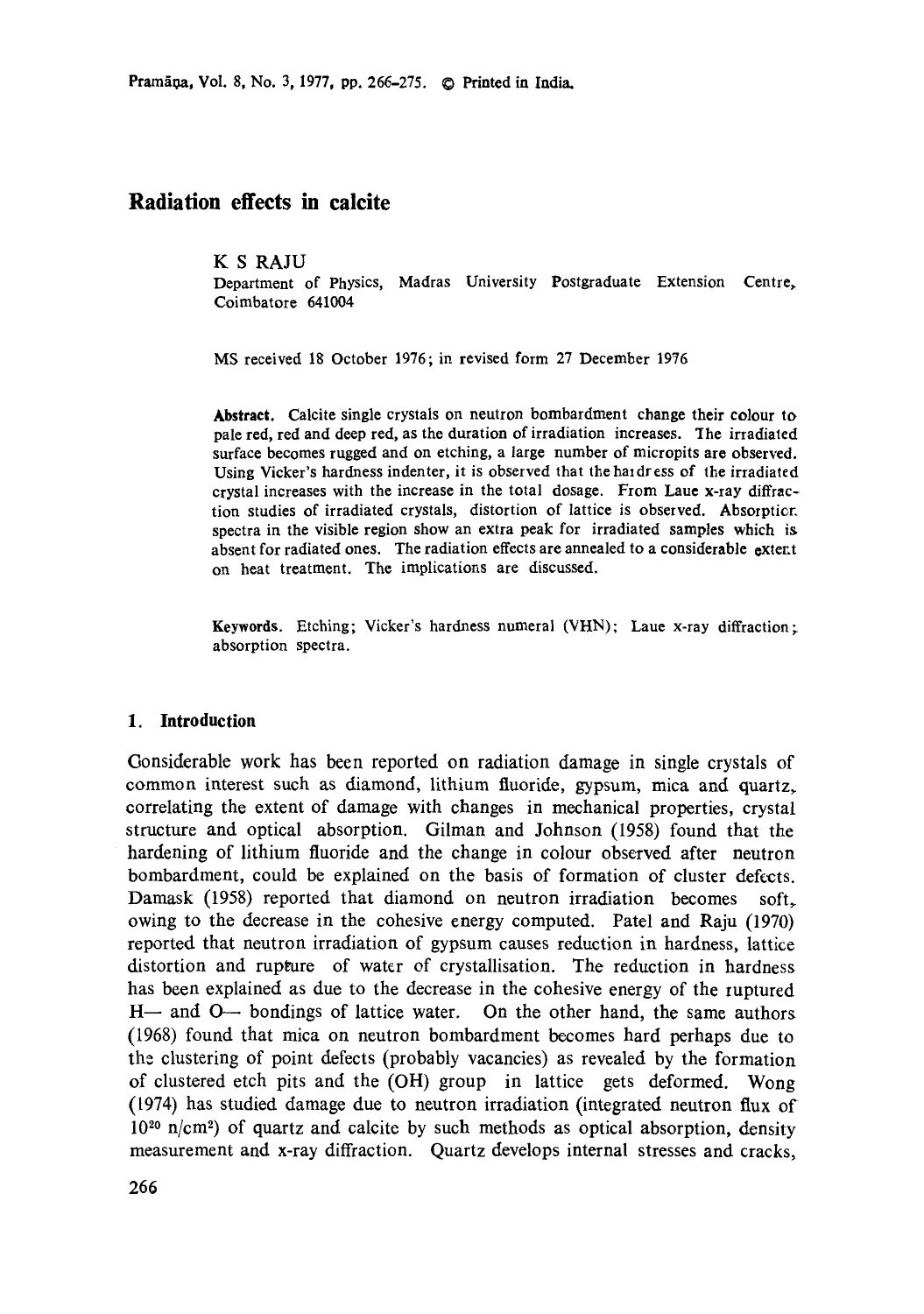# Radiation effects in calcite

K S RAJU

Department of Physics, Madras University Postgraduate Extension Centre, Coimbatore 641004

MS received 18 October 1976; in revised form 27 December 1976

**Abstract.** Calcite single crystals on neutron bombardment change their colour to pale red, red and deep red, as the duration of irradiation increases. The irradiated surface becomes rugged and on etching, a large number of micropits are observed. Using Vicker's hardness indenter, it is observed that the hardress of the irradiated crystal increases with the increase in the total dosage. From Laue x-ray diffraction studies of irradiated crystals, distortion of lattice is observed. Absorption spectra in the visible region show an extra peak for irradiated samples which is absent for radiated ones. The radiation effects are annealed to a considerable extent on heat treatment. The implications are discussed.

**Keywords.** Etching; Vicker's hardness numeral (VHN); Laue x-ray diffraction; absorption spectra.

## 1. Introduction

Considerable work has been reported on radiation damage in single crystals of common interest such as diamond, lithium fluoride, gypsum, mica and quartz, correlating the extent of damage with changes in mechanical properties, crystal structure and optical absorption. Gilman and Johnson (1958) found that the hardening of lithium fluoride and the change in colour observed after neutron bombardment, could be explained on the basis of formation of cluster defects. Damask (1958) reported that diamond on neutron irradiation becomes soft, owing to the decrease in the cohesive energy computed. Patel and Raju (1970) reported that neutron irradiation of gypsum causes reduction in hardness, lattice distortion and rupture of water of crystallisation. The reduction in hardness has been explained as due to the decrease in the cohesive energy of the ruptured H— and O— bondings of lattice water. On the other hand, the same authors (1968) found that mica on neutron bombardment becomes hard perhaps due to the clustering of point defects (probably vacancies) as revealed by the formation of clustered etch pits and the (OH) group in lattice gets deformed. Wong (1974) has studied damage due to neutron irradiation (integrated neutron flux of $10^{20}$ n/cm$^2$) of quartz and calcite by such methods as optical absorption, density measurement and x-ray diffraction. Quartz develops internal stresses and cracks,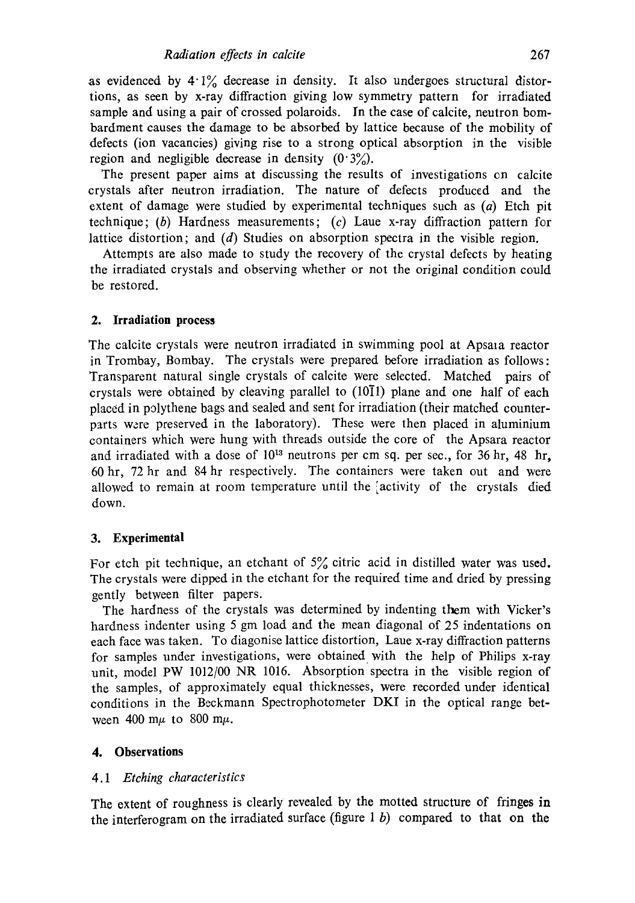as evidenced by 4·1% decrease in density. It also undergoes structural distortions, as seen by x-ray diffraction giving low symmetry pattern for irradiated sample and using a pair of crossed polaroids. In the case of calcite, neutron bombardment causes the damage to be absorbed by lattice because of the mobility of defects (ion vacancies) giving rise to a strong optical absorption in the visible region and negligible decrease in density (0·3%).

The present paper aims at discussing the results of investigations on calcite crystals after neutron irradiation. The nature of defects produced and the extent of damage were studied by experimental techniques such as (*a*) Etch pit technique; (*b*) Hardness measurements; (*c*) Laue x-ray diffraction pattern for lattice distortion; and (*d*) Studies on absorption spectra in the visible region.

Attempts are also made to study the recovery of the crystal defects by heating the irradiated crystals and observing whether or not the original condition could be restored.

## 2. Irradiation process

The calcite crystals were neutron irradiated in swimming pool at Apsara reactor in Trombay, Bombay. The crystals were prepared before irradiation as follows: Transparent natural single crystals of calcite were selected. Matched pairs of crystals were obtained by cleaving parallel to $(10\bar{1}1)$ plane and one half of each placed in polythene bags and sealed and sent for irradiation (their matched counterparts were preserved in the laboratory). These were then placed in aluminium containers which were hung with threads outside the core of the Apsara reactor and irradiated with a dose of $10^{13}$ neutrons per cm sq. per sec., for 36 hr, 48 hr, 60 hr, 72 hr and 84 hr respectively. The containers were taken out and were allowed to remain at room temperature until the activity of the crystals died down.

## 3. Experimental

For etch pit technique, an etchant of 5% citric acid in distilled water was used. The crystals were dipped in the etchant for the required time and dried by pressing gently between filter papers.

The hardness of the crystals was determined by indenting them with Vicker's hardness indenter using 5 gm load and the mean diagonal of 25 indentations on each face was taken. To diagonise lattice distortion, Laue x-ray diffraction patterns for samples under investigations, were obtained with the help of Philips x-ray unit, model PW 1012/00 NR 1016. Absorption spectra in the visible region of the samples, of approximately equal thicknesses, were recorded under identical conditions in the Beckmann Spectrophotometer DKI in the optical range between 400 m$\mu$ to 800 m$\mu$.

## 4. Observations

### 4.1 *Etching characteristics*

The extent of roughness is clearly revealed by the motted structure of fringes in the interferogram on the irradiated surface (figure 1 *b*) compared to that on the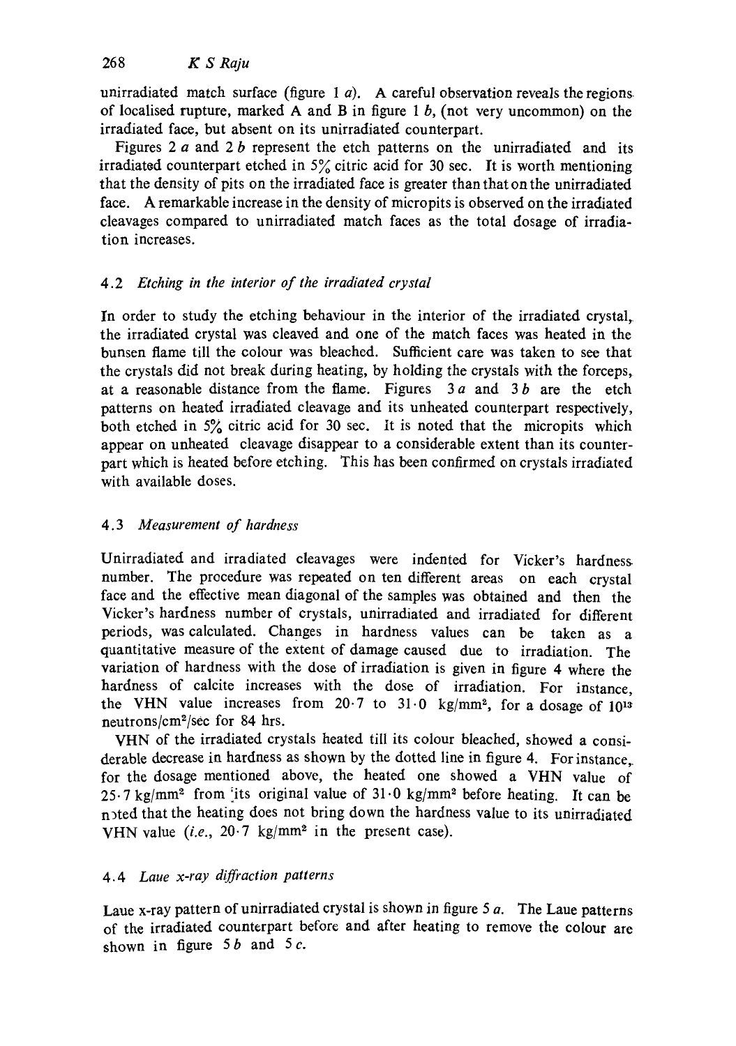unirradiated match surface (figure 1 *a*). A careful observation reveals the regions of localised rupture, marked A and B in figure 1 *b*, (not very uncommon) on the irradiated face, but absent on its unirradiated counterpart.

Figures 2 *a* and 2 *b* represent the etch patterns on the unirradiated and its irradiated counterpart etched in 5% citric acid for 30 sec. It is worth mentioning that the density of pits on the irradiated face is greater than that on the unirradiated face. A remarkable increase in the density of micropits is observed on the irradiated cleavages compared to unirradiated match faces as the total dosage of irradiation increases.

### 4.2 *Etching in the interior of the irradiated crystal*

In order to study the etching behaviour in the interior of the irradiated crystal, the irradiated crystal was cleaved and one of the match faces was heated in the bunsen flame till the colour was bleached. Sufficient care was taken to see that the crystals did not break during heating, by holding the crystals with the forceps, at a reasonable distance from the flame. Figures 3 *a* and 3 *b* are the etch patterns on heated irradiated cleavage and its unheated counterpart respectively, both etched in 5% citric acid for 30 sec. It is noted that the micropits which appear on unheated cleavage disappear to a considerable extent than its counterpart which is heated before etching. This has been confirmed on crystals irradiated with available doses.

### 4.3 *Measurement of hardness*

Unirradiated and irradiated cleavages were indented for Vicker's hardness number. The procedure was repeated on ten different areas on each crystal face and the effective mean diagonal of the samples was obtained and then the Vicker's hardness number of crystals, unirradiated and irradiated for different periods, was calculated. Changes in hardness values can be taken as a quantitative measure of the extent of damage caused due to irradiation. The variation of hardness with the dose of irradiation is given in figure 4 where the hardness of calcite increases with the dose of irradiation. For instance, the VHN value increases from 20·7 to 31·0 $kg/mm^2$, for a dosage of $10^{13}$ $neutrons/cm^2/sec$ for 84 hrs.

VHN of the irradiated crystals heated till its colour bleached, showed a considerable decrease in hardness as shown by the dotted line in figure 4. For instance, for the dosage mentioned above, the heated one showed a VHN value of 25·7 $kg/mm^2$ from its original value of 31·0 $kg/mm^2$ before heating. It can be noted that the heating does not bring down the hardness value to its unirradiated VHN value (*i.e.*, 20·7 $kg/mm^2$ in the present case).

### 4.4 *Laue x-ray diffraction patterns*

Laue x-ray pattern of unirradiated crystal is shown in figure 5 *a*. The Laue patterns of the irradiated counterpart before and after heating to remove the colour are shown in figure 5 *b* and 5 *c*.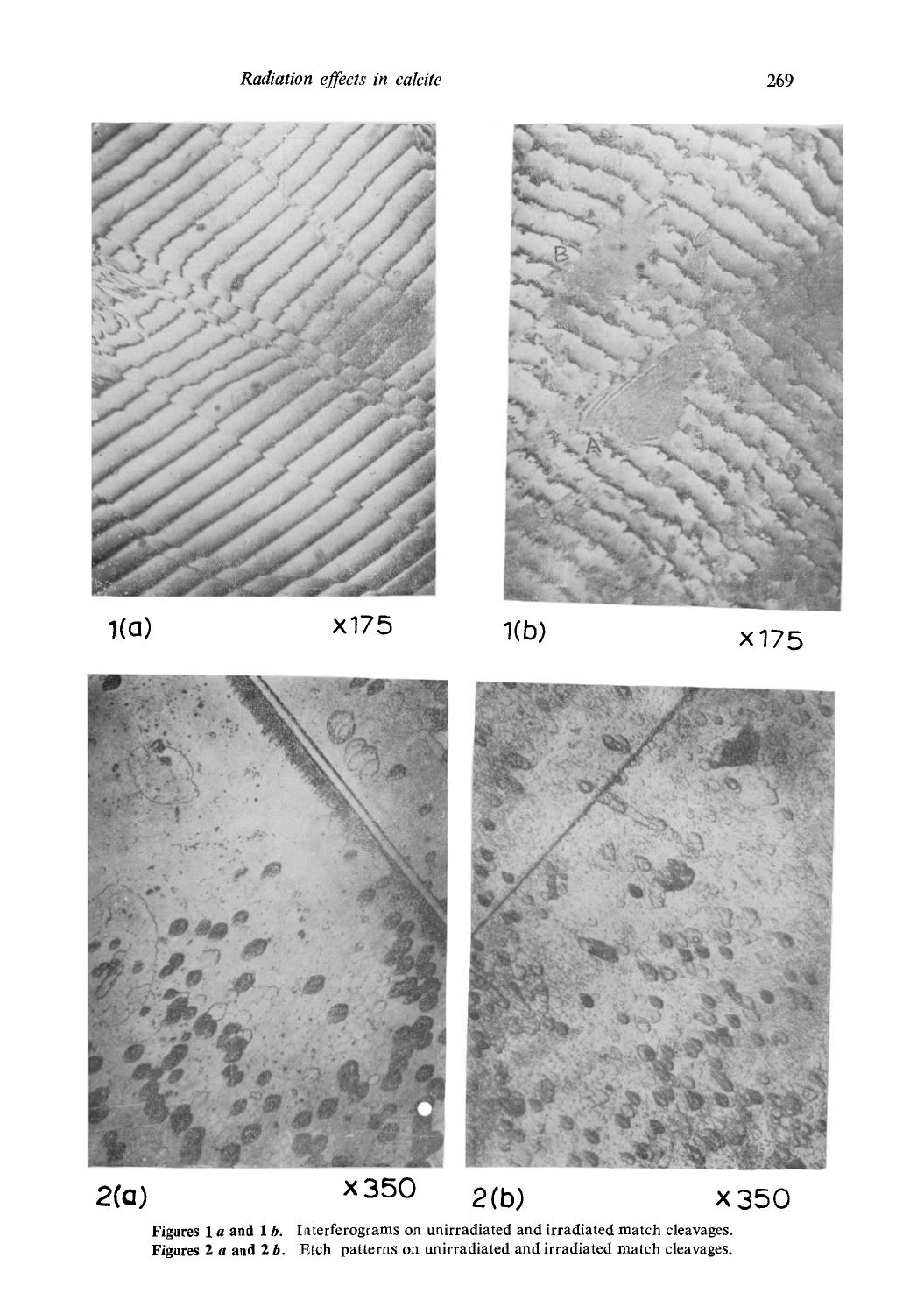1(a) ×175

1(b) ×175

2(a) ×350

2(b) ×350

**Figures 1 *a* and 1 *b*.** Interferograms on unirradiated and irradiated match cleavages.
**Figures 2 *a* and 2 *b*.** Etch patterns on unirradiated and irradiated match cleavages.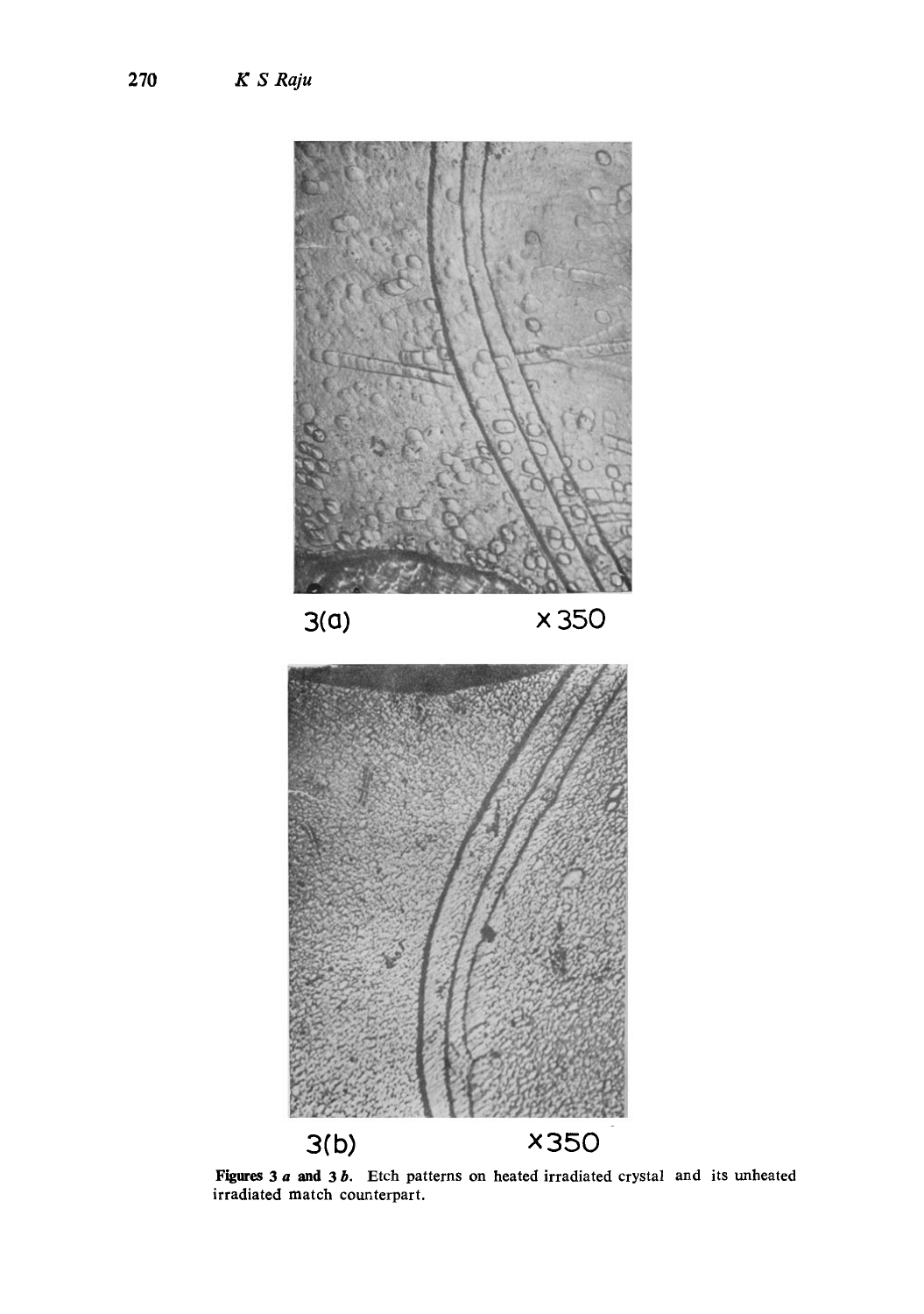3(a) ×350

3(b) ×350

**Figures 3 *a* and 3 *b*.** Etch patterns on heated irradiated crystal and its unheated irradiated match counterpart.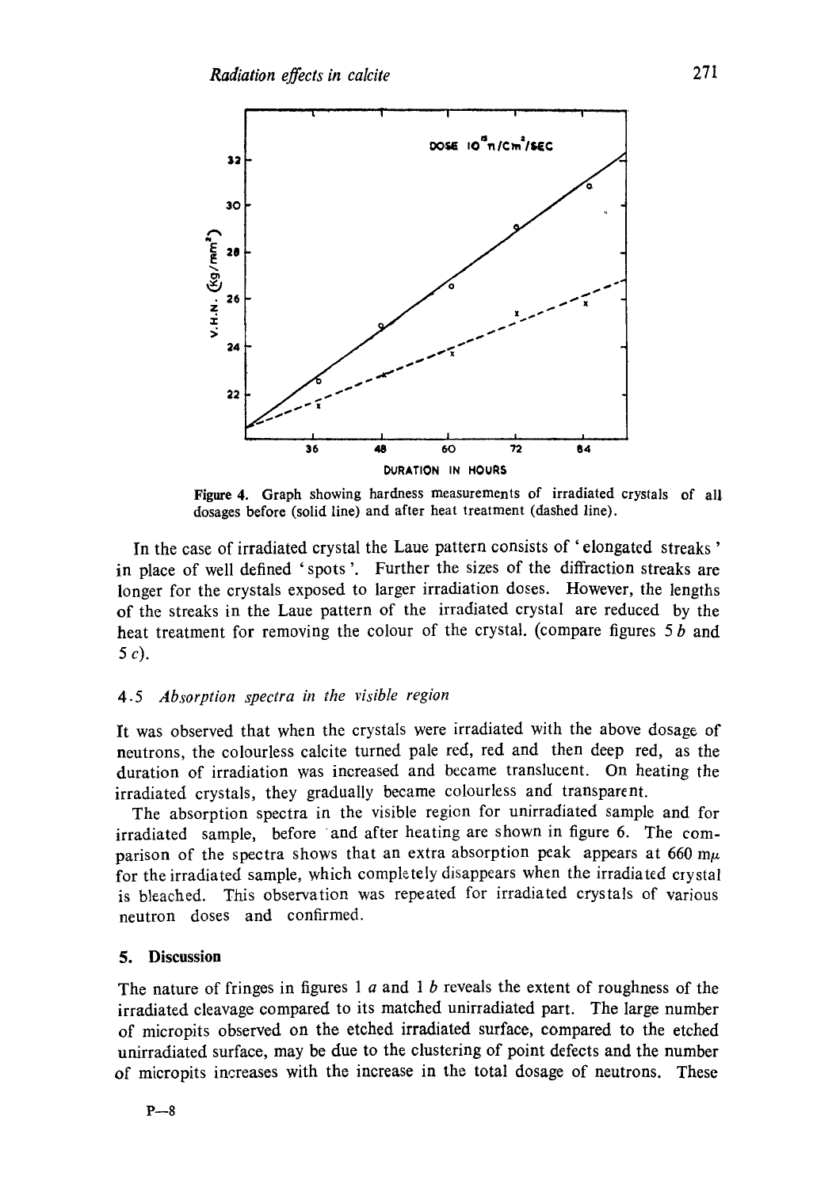Figure 4. Graph showing hardness measurements of irradiated crystals of all dosages before (solid line) and after heat treatment (dashed line).

In the case of irradiated crystal the Laue pattern consists of 'elongated streaks' in place of well defined 'spots'. Further the sizes of the diffraction streaks are longer for the crystals exposed to larger irradiation doses. However, the lengths of the streaks in the Laue pattern of the irradiated crystal are reduced by the heat treatment for removing the colour of the crystal. (compare figures 5 *b* and 5 *c*).

### 4.5 *Absorption spectra in the visible region*

It was observed that when the crystals were irradiated with the above dosage of neutrons, the colourless calcite turned pale red, red and then deep red, as the duration of irradiation was increased and became translucent. On heating the irradiated crystals, they gradually became colourless and transparent.

The absorption spectra in the visible region for unirradiated sample and for irradiated sample, before and after heating are shown in figure 6. The comparison of the spectra shows that an extra absorption peak appears at 660 m$\mu$ for the irradiated sample, which completely disappears when the irradiated crystal is bleached. This observation was repeated for irradiated crystals of various neutron doses and confirmed.

## 5. Discussion

The nature of fringes in figures 1 *a* and 1 *b* reveals the extent of roughness of the irradiated cleavage compared to its matched unirradiated part. The large number of micropits observed on the etched irradiated surface, compared to the etched unirradiated surface, may be due to the clustering of point defects and the number of micropits increases with the increase in the total dosage of neutrons. These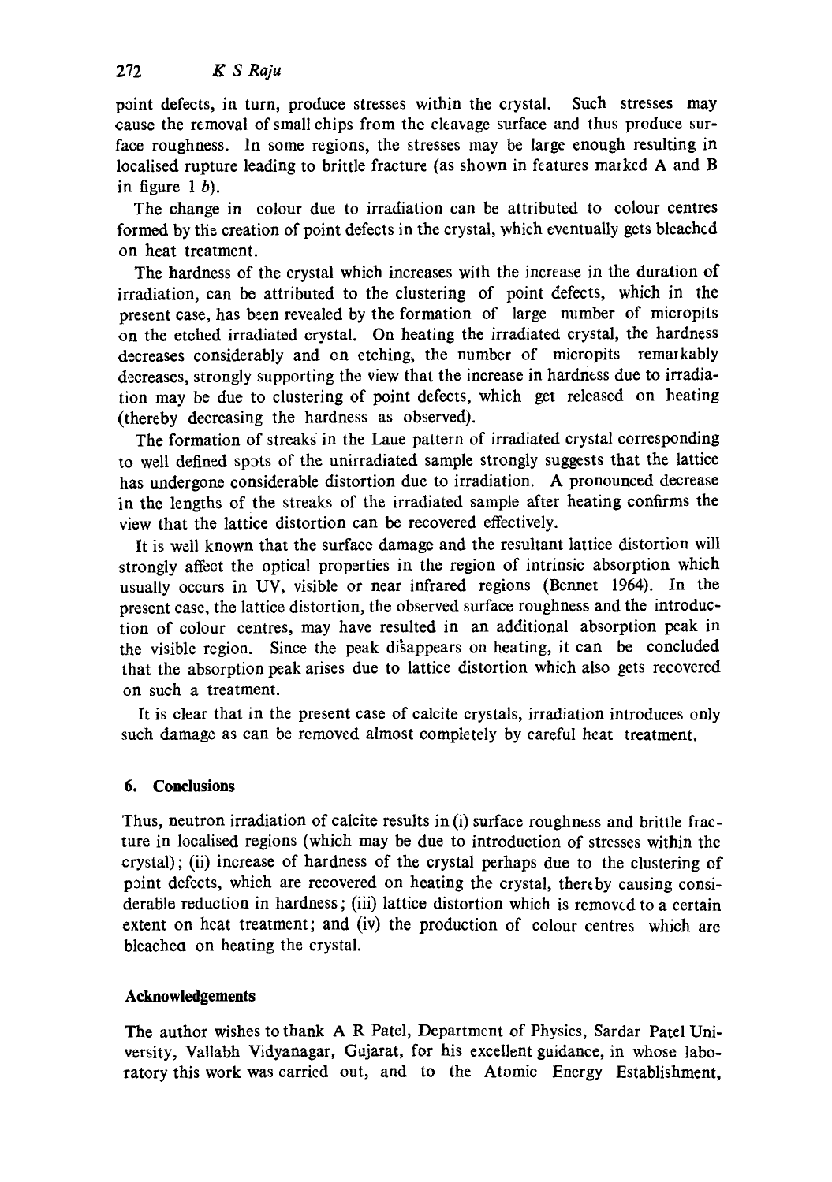point defects, in turn, produce stresses within the crystal. Such stresses may cause the removal of small chips from the cleavage surface and thus produce surface roughness. In some regions, the stresses may be large enough resulting in localised rupture leading to brittle fracture (as shown in features marked A and B in figure 1 *b*).

The change in colour due to irradiation can be attributed to colour centres formed by the creation of point defects in the crystal, which eventually gets bleached on heat treatment.

The hardness of the crystal which increases with the increase in the duration of irradiation, can be attributed to the clustering of point defects, which in the present case, has been revealed by the formation of large number of micropits on the etched irradiated crystal. On heating the irradiated crystal, the hardness decreases considerably and on etching, the number of micropits remarkably decreases, strongly supporting the view that the increase in hardness due to irradiation may be due to clustering of point defects, which get released on heating (thereby decreasing the hardness as observed).

The formation of streaks in the Laue pattern of irradiated crystal corresponding to well defined spots of the unirradiated sample strongly suggests that the lattice has undergone considerable distortion due to irradiation. A pronounced decrease in the lengths of the streaks of the irradiated sample after heating confirms the view that the lattice distortion can be recovered effectively.

It is well known that the surface damage and the resultant lattice distortion will strongly affect the optical properties in the region of intrinsic absorption which usually occurs in UV, visible or near infrared regions (Bennet 1964). In the present case, the lattice distortion, the observed surface roughness and the introduction of colour centres, may have resulted in an additional absorption peak in the visible region. Since the peak disappears on heating, it can be concluded that the absorption peak arises due to lattice distortion which also gets recovered on such a treatment.

It is clear that in the present case of calcite crystals, irradiation introduces only such damage as can be removed almost completely by careful heat treatment.

## 6. Conclusions

Thus, neutron irradiation of calcite results in (i) surface roughness and brittle fracture in localised regions (which may be due to introduction of stresses within the crystal); (ii) increase of hardness of the crystal perhaps due to the clustering of point defects, which are recovered on heating the crystal, thereby causing considerable reduction in hardness; (iii) lattice distortion which is removed to a certain extent on heat treatment; and (iv) the production of colour centres which are bleached on heating the crystal.

## Acknowledgements

The author wishes to thank A R Patel, Department of Physics, Sardar Patel University, Vallabh Vidyanagar, Gujarat, for his excellent guidance, in whose laboratory this work was carried out, and to the Atomic Energy Establishment,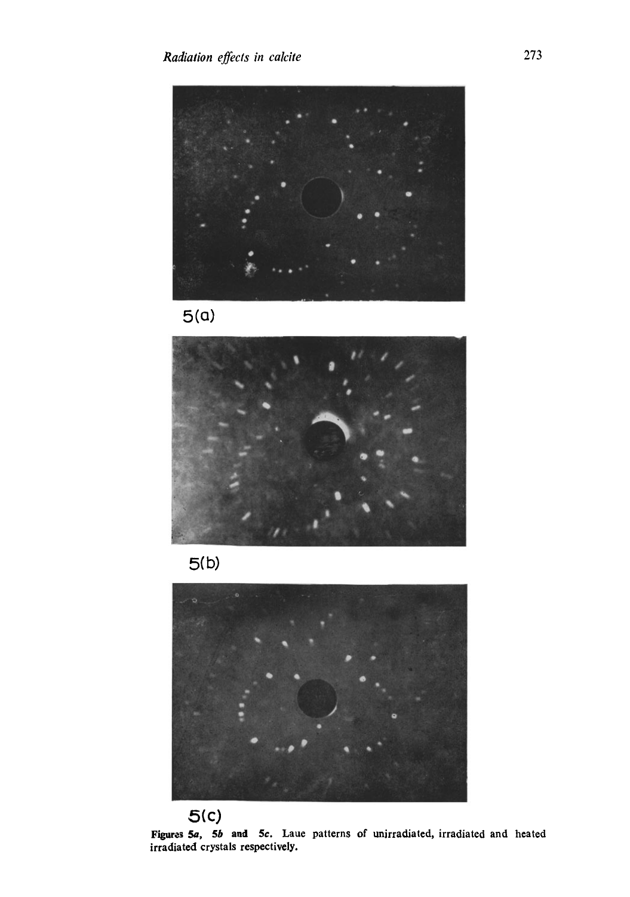5(a)

5(b)

5(c)

**Figures 5a, 5b and 5c.** Laue patterns of unirradiated, irradiated and heated irradiated crystals respectively.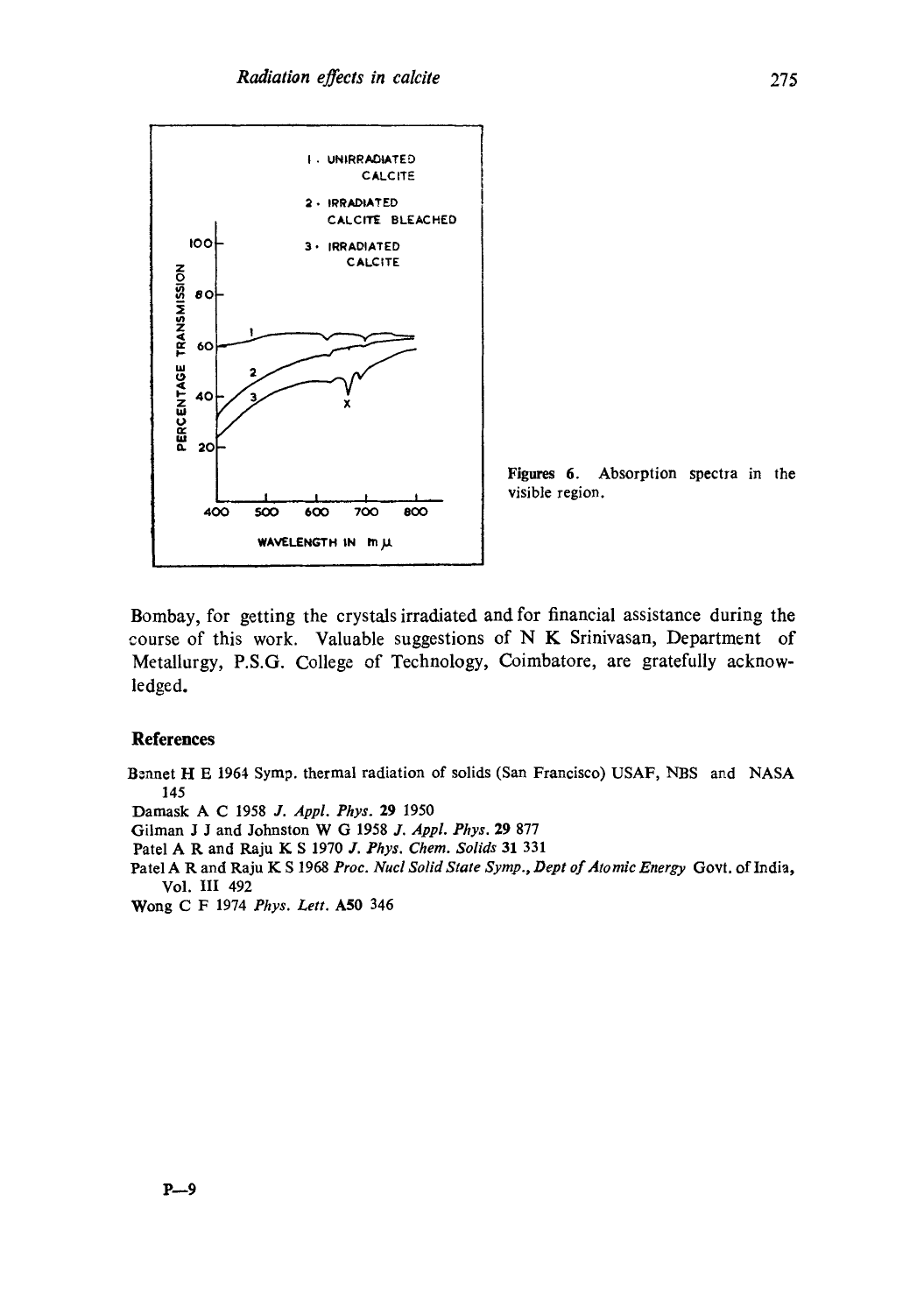1. UNIRRADIATED CALCITE

2. IRRADIATED CALCITE BLEACHED

3. IRRADIATED CALCITE

PERCENTAGE TRANSMISSION

100

80

60

40

20

400 500 600 700 800

WAVELENGTH IN mμ

X

**Figures 6.** Absorption spectra in the visible region.

Bombay, for getting the crystals irradiated and for financial assistance during the course of this work. Valuable suggestions of N K Srinivasan, Department of Metallurgy, P.S.G. College of Technology, Coimbatore, are gratefully acknowledged.

## References

Bennet H E 1964 Symp. thermal radiation of solids (San Francisco) USAF, NBS and NASA 145

Damask A C 1958 *J. Appl. Phys.* **29** 1950

Gilman J J and Johnston W G 1958 *J. Appl. Phys.* **29** 877

Patel A R and Raju K S 1970 *J. Phys. Chem. Solids* **31** 331

Patel A R and Raju K S 1968 *Proc. Nucl Solid State Symp., Dept of Atomic Energy* Govt. of India, Vol. III 492

Wong C F 1974 *Phys. Lett.* **A50** 346